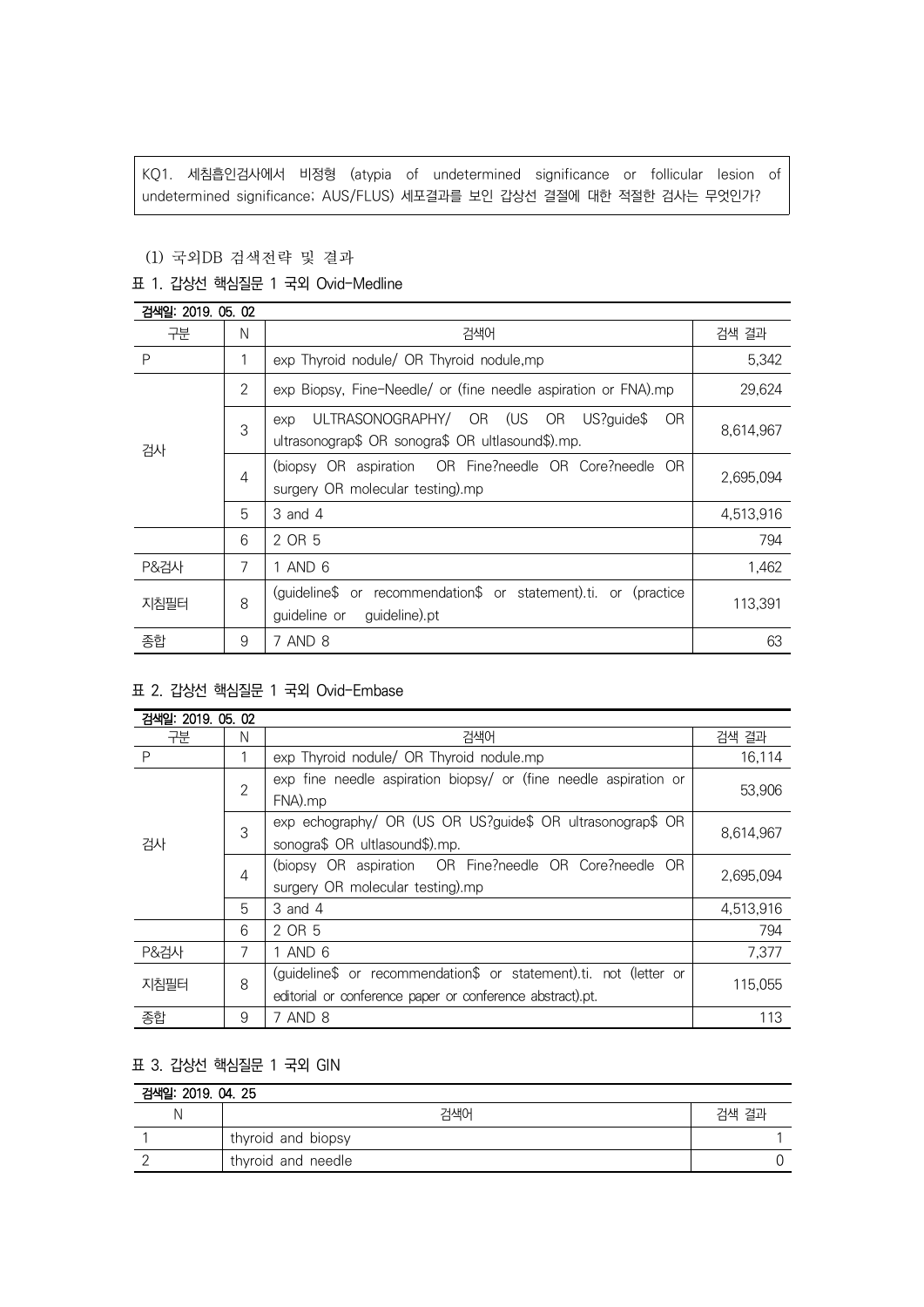KQ1. 세침흡인검사에서 비정형 (atypia of undetermined significance or follicular lesion of undetermined significance; AUS/FLUS) 세포결과를 보인 갑상선 결절에 대한 적절한 검사는 무엇인가?

(1) 국외DB 검색전략 및 결과

표 1. 갑상선 핵심질문 1 국외 Ovid-Medline

| 검색일: 2019. 05. 02 | | | |
|---|---|---|---|
| 구분 | N | 검색어 | 검색 결과 |
| P | 1 | exp Thyroid nodule/ OR Thyroid nodule,mp | 5,342 |
| 검사 | 2 | exp Biopsy, Fine-Needle/ or (fine needle aspiration or FNA).mp | 29,624 |
| | 3 | exp ULTRASONOGRAPHY/ OR (US OR US?guide$ OR ultrasonograp$ OR sonogra$ OR ultlasound$).mp. | 8,614,967 |
| | 4 | (biopsy OR aspiration OR Fine?needle OR Core?needle OR surgery OR molecular testing).mp | 2,695,094 |
| | 5 | 3 and 4 | 4,513,916 |
| | 6 | 2 OR 5 | 794 |
| P&검사 | 7 | 1 AND 6 | 1,462 |
| 지침필터 | 8 | (guideline$ or recommendation$ or statement).ti. or (practice guideline or guideline).pt | 113,391 |
| 종합 | 9 | 7 AND 8 | 63 |

표 2. 갑상선 핵심질문 1 국외 Ovid-Embase

| 검색일: 2019. 05. 02 | | | |
|---|---|---|---|
| 구분 | N | 검색어 | 검색 결과 |
| P | 1 | exp Thyroid nodule/ OR Thyroid nodule.mp | 16,114 |
| 검사 | 2 | exp fine needle aspiration biopsy/ or (fine needle aspiration or FNA).mp | 53,906 |
| | 3 | exp echography/ OR (US OR US?guide$ OR ultrasonograp$ OR sonogra$ OR ultlasound$).mp. | 8,614,967 |
| | 4 | (biopsy OR aspiration OR Fine?needle OR Core?needle OR surgery OR molecular testing).mp | 2,695,094 |
| | 5 | 3 and 4 | 4,513,916 |
| | 6 | 2 OR 5 | 794 |
| P&검사 | 7 | 1 AND 6 | 7,377 |
| 지침필터 | 8 | (guideline$ or recommendation$ or statement).ti. not (letter or editorial or conference paper or conference abstract).pt. | 115,055 |
| 종합 | 9 | 7 AND 8 | 113 |

표 3. 갑상선 핵심질문 1 국외 GIN

| 검색일: 2019. 04. 25 | | |
|---|---|---|
| N | 검색어 | 검색 결과 |
| 1 | thyroid and biopsy | 1 |
| 2 | thyroid and needle | 0 |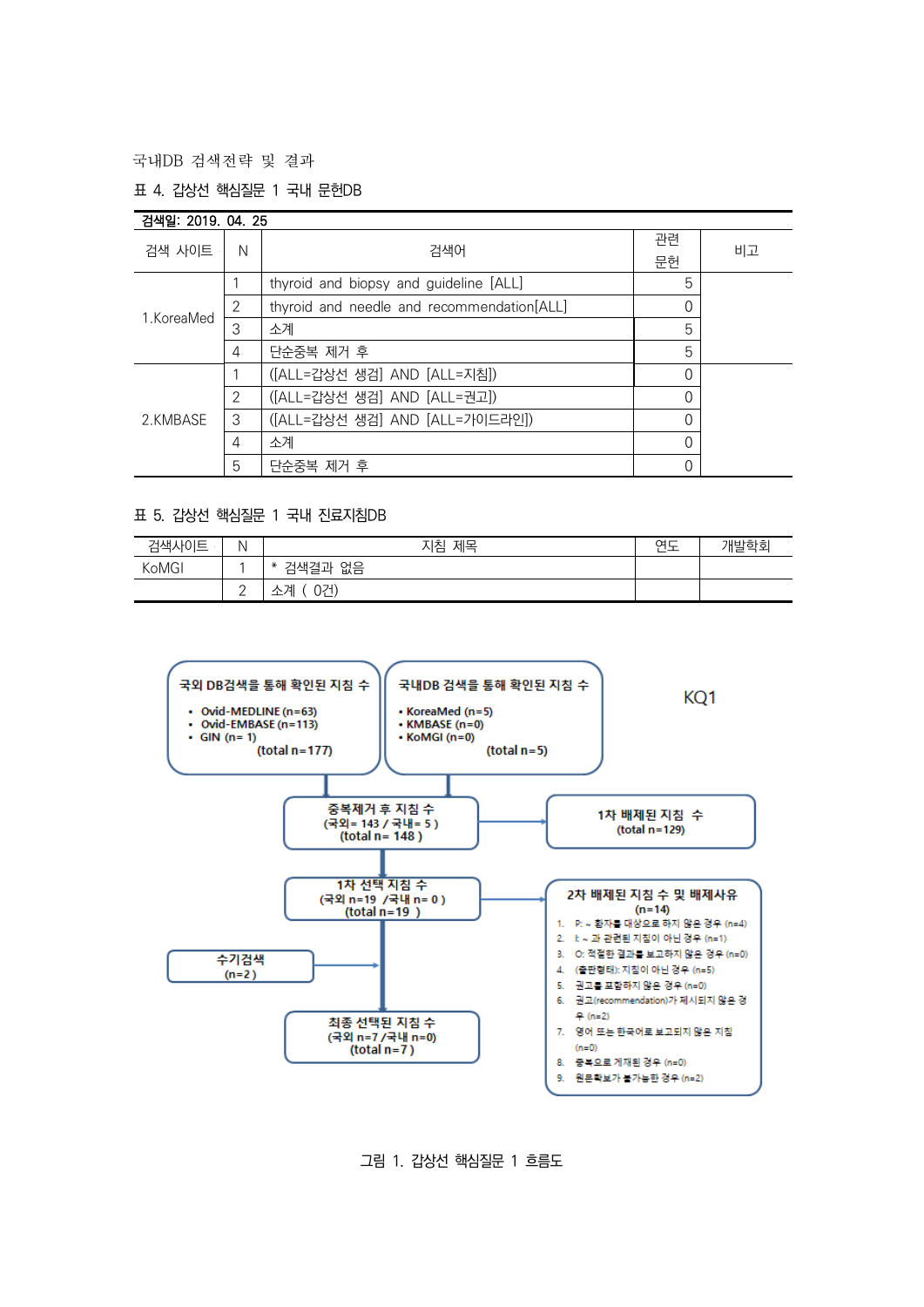국내DB 검색전략 및 결과

표 4. 갑상선 핵심질문 1 국내 문헌DB

| 검색일: 2019. 04. 25 | | | | |
|---|---|---|---|---|
| 검색 사이트 | N | 검색어 | 관련 문헌 | 비고 |
| 1.KoreaMed | 1 | thyroid and biopsy and guideline [ALL] | 5 | |
| | 2 | thyroid and needle and recommendation[ALL] | 0 | |
| | 3 | 소계 | 5 | |
| | 4 | 단순중복 제거 후 | 5 | |
| 2.KMBASE | 1 | ([ALL=갑상선 생검] AND [ALL=지침]) | 0 | |
| | 2 | ([ALL=갑상선 생검] AND [ALL=권고]) | 0 | |
| | 3 | ([ALL=갑상선 생검] AND [ALL=가이드라인]) | 0 | |
| | 4 | 소계 | 0 | |
| | 5 | 단순중복 제거 후 | 0 | |

표 5. 갑상선 핵심질문 1 국내 진료지침DB

| 검색사이트 | N | 지침 제목 | 연도 | 개발학회 |
|---|---|---|---|---|
| KoMGI | 1 | * 검색결과 없음 | | |
| | 2 | 소계 ( 0건) | | |

KQ1

국외 DB검색을 통해 확인된 지침 수
- Ovid-MEDLINE (n=63)
- Ovid-EMBASE (n=113)
- GIN (n= 1)

(total n=177)

국내DB 검색을 통해 확인된 지침 수
- KoreaMed (n=5)
- KMBASE (n=0)
- KoMGI (n=0)

(total n=5)

중복제거 후 지침 수
(국외= 143 / 국내= 5 )
(total n= 148 )

1차 배제된 지침 수
(total n=129)

1차 선택 지침 수
(국외 n=19 /국내 n= 0 )
(total n=19 )

2차 배제된 지침 수 및 배제사유
(n=14)
1. P: ~ 환자를 대상으로 하지 않은 경우 (n=4)
2. I: ~ 과 관련된 지침이 아닌 경우 (n=1)
3. O: 적절한 결과를 보고하지 않은 경우 (n=0)
4. (출판형태): 지침이 아닌 경우 (n=5)
5. 권고를 포함하지 않은 경우 (n=0)
6. 권고(recommendation)가 제시되지 않은 경우 (n=2)
7. 영어 또는 한국어로 보고되지 않은 지침 (n=0)
8. 중복으로 게재된 경우 (n=0)
9. 원문확보가 불가능한 경우 (n=2)

수기검색
(n=2 )

최종 선택된 지침 수
(국외 n=7 /국내 n=0)
(total n=7 )

그림 1. 갑상선 핵심질문 1 흐름도